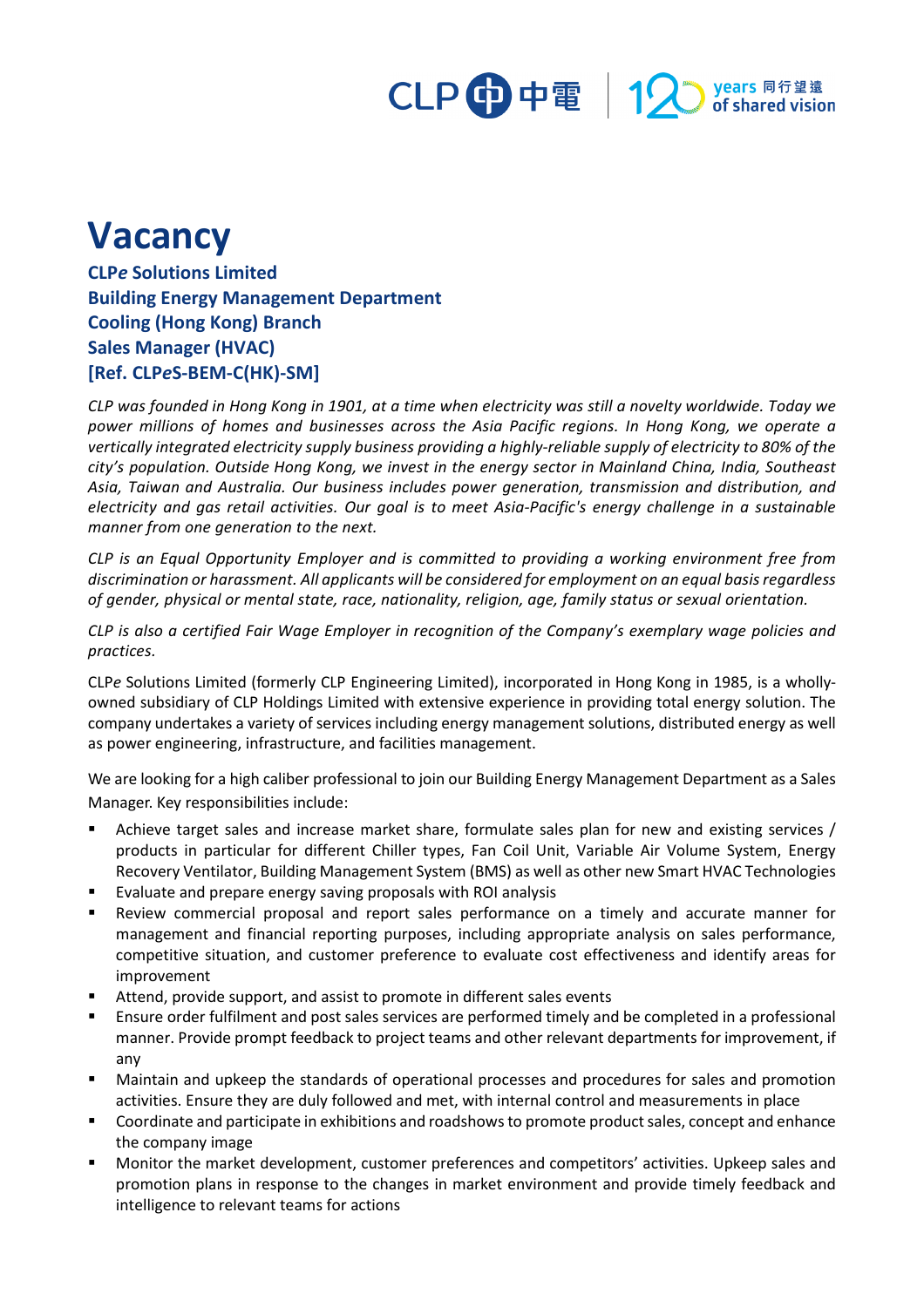# Vacancy

**CLP*e* Solutions Limited**
**Building Energy Management Department**
**Cooling (Hong Kong) Branch**
**Sales Manager (HVAC)**
**[Ref. CLP*e*S-BEM-C(HK)-SM]**

*CLP was founded in Hong Kong in 1901, at a time when electricity was still a novelty worldwide. Today we power millions of homes and businesses across the Asia Pacific regions. In Hong Kong, we operate a vertically integrated electricity supply business providing a highly-reliable supply of electricity to 80% of the city's population. Outside Hong Kong, we invest in the energy sector in Mainland China, India, Southeast Asia, Taiwan and Australia. Our business includes power generation, transmission and distribution, and electricity and gas retail activities. Our goal is to meet Asia-Pacific's energy challenge in a sustainable manner from one generation to the next.*

*CLP is an Equal Opportunity Employer and is committed to providing a working environment free from discrimination or harassment. All applicants will be considered for employment on an equal basis regardless of gender, physical or mental state, race, nationality, religion, age, family status or sexual orientation.*

*CLP is also a certified Fair Wage Employer in recognition of the Company's exemplary wage policies and practices.*

CLP*e* Solutions Limited (formerly CLP Engineering Limited), incorporated in Hong Kong in 1985, is a wholly-owned subsidiary of CLP Holdings Limited with extensive experience in providing total energy solution. The company undertakes a variety of services including energy management solutions, distributed energy as well as power engineering, infrastructure, and facilities management.

We are looking for a high caliber professional to join our Building Energy Management Department as a Sales Manager. Key responsibilities include:

- Achieve target sales and increase market share, formulate sales plan for new and existing services / products in particular for different Chiller types, Fan Coil Unit, Variable Air Volume System, Energy Recovery Ventilator, Building Management System (BMS) as well as other new Smart HVAC Technologies
- Evaluate and prepare energy saving proposals with ROI analysis
- Review commercial proposal and report sales performance on a timely and accurate manner for management and financial reporting purposes, including appropriate analysis on sales performance, competitive situation, and customer preference to evaluate cost effectiveness and identify areas for improvement
- Attend, provide support, and assist to promote in different sales events
- Ensure order fulfilment and post sales services are performed timely and be completed in a professional manner. Provide prompt feedback to project teams and other relevant departments for improvement, if any
- Maintain and upkeep the standards of operational processes and procedures for sales and promotion activities. Ensure they are duly followed and met, with internal control and measurements in place
- Coordinate and participate in exhibitions and roadshows to promote product sales, concept and enhance the company image
- Monitor the market development, customer preferences and competitors' activities. Upkeep sales and promotion plans in response to the changes in market environment and provide timely feedback and intelligence to relevant teams for actions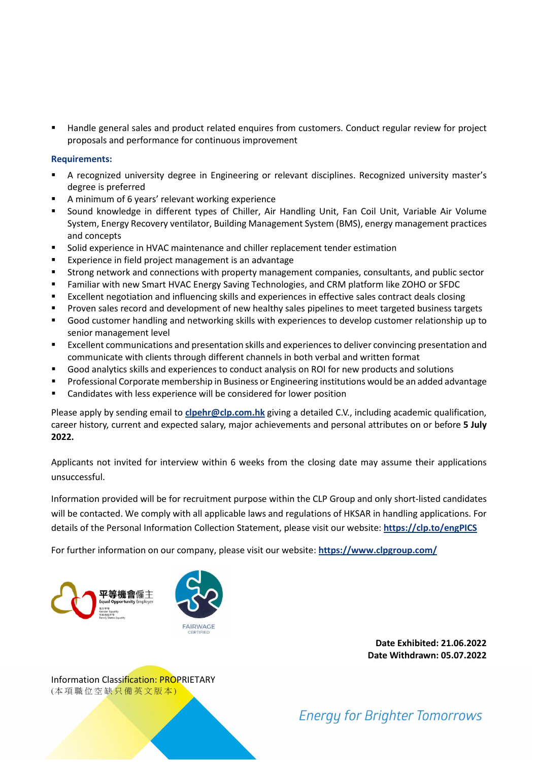- Handle general sales and product related enquires from customers. Conduct regular review for project proposals and performance for continuous improvement

**Requirements:**

- A recognized university degree in Engineering or relevant disciplines. Recognized university master's degree is preferred
- A minimum of 6 years' relevant working experience
- Sound knowledge in different types of Chiller, Air Handling Unit, Fan Coil Unit, Variable Air Volume System, Energy Recovery ventilator, Building Management System (BMS), energy management practices and concepts
- Solid experience in HVAC maintenance and chiller replacement tender estimation
- Experience in field project management is an advantage
- Strong network and connections with property management companies, consultants, and public sector
- Familiar with new Smart HVAC Energy Saving Technologies, and CRM platform like ZOHO or SFDC
- Excellent negotiation and influencing skills and experiences in effective sales contract deals closing
- Proven sales record and development of new healthy sales pipelines to meet targeted business targets
- Good customer handling and networking skills with experiences to develop customer relationship up to senior management level
- Excellent communications and presentation skills and experiences to deliver convincing presentation and communicate with clients through different channels in both verbal and written format
- Good analytics skills and experiences to conduct analysis on ROI for new products and solutions
- Professional Corporate membership in Business or Engineering institutions would be an added advantage
- Candidates with less experience will be considered for lower position

Please apply by sending email to **clpehr@clp.com.hk** giving a detailed C.V., including academic qualification, career history, current and expected salary, major achievements and personal attributes on or before **5 July 2022.**

Applicants not invited for interview within 6 weeks from the closing date may assume their applications unsuccessful.

Information provided will be for recruitment purpose within the CLP Group and only short-listed candidates will be contacted. We comply with all applicable laws and regulations of HKSAR in handling applications. For details of the Personal Information Collection Statement, please visit our website: **https://clp.to/engPICS**

For further information on our company, please visit our website: **https://www.clpgroup.com/**

平等機會僱主 Equal Opportunity Employer

FAIRWAGE CERTIFIED

**Date Exhibited: 21.06.2022**
**Date Withdrawn: 05.07.2022**

Information Classification: PROPRIETARY
(本項職位空缺只備英文版本)

*Energy for Brighter Tomorrows*